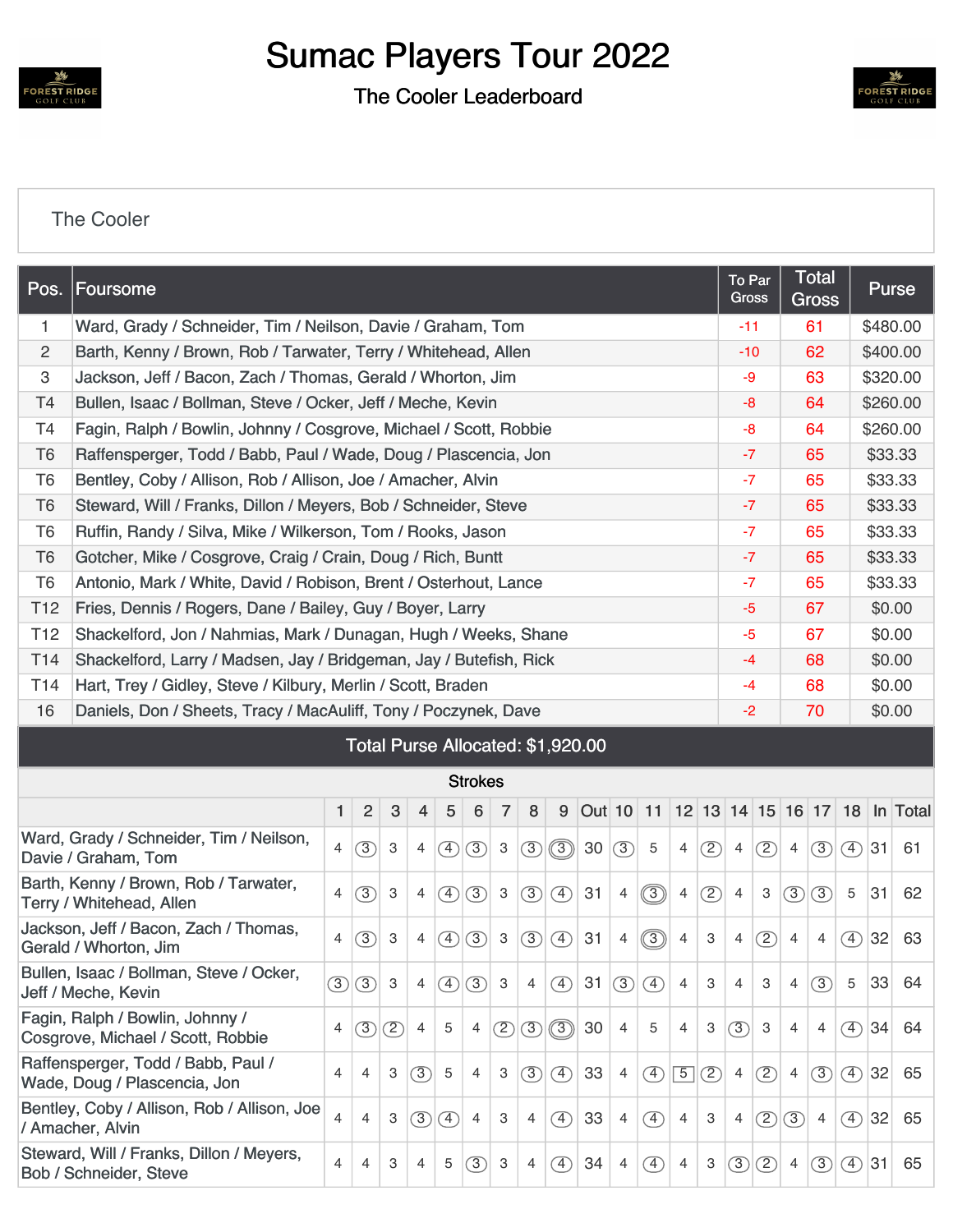# Sumac Players Tour 2022

## The Cooler Leaderboard

The Cooler

| Pos. | Foursome | To Par Gross | Total Gross | Purse |
|---|---|---|---|---|
| 1 | Ward, Grady / Schneider, Tim / Neilson, Davie / Graham, Tom | -11 | 61 | $480.00 |
| 2 | Barth, Kenny / Brown, Rob / Tarwater, Terry / Whitehead, Allen | -10 | 62 | $400.00 |
| 3 | Jackson, Jeff / Bacon, Zach / Thomas, Gerald / Whorton, Jim | -9 | 63 | $320.00 |
| T4 | Bullen, Isaac / Bollman, Steve / Ocker, Jeff / Meche, Kevin | -8 | 64 | $260.00 |
| T4 | Fagin, Ralph / Bowlin, Johnny / Cosgrove, Michael / Scott, Robbie | -8 | 64 | $260.00 |
| T6 | Raffensperger, Todd / Babb, Paul / Wade, Doug / Plascencia, Jon | -7 | 65 | $33.33 |
| T6 | Bentley, Coby / Allison, Rob / Allison, Joe / Amacher, Alvin | -7 | 65 | $33.33 |
| T6 | Steward, Will / Franks, Dillon / Meyers, Bob / Schneider, Steve | -7 | 65 | $33.33 |
| T6 | Ruffin, Randy / Silva, Mike / Wilkerson, Tom / Rooks, Jason | -7 | 65 | $33.33 |
| T6 | Gotcher, Mike / Cosgrove, Craig / Crain, Doug / Rich, Buntt | -7 | 65 | $33.33 |
| T6 | Antonio, Mark / White, David / Robison, Brent / Osterhout, Lance | -7 | 65 | $33.33 |
| T12 | Fries, Dennis / Rogers, Dane / Bailey, Guy / Boyer, Larry | -5 | 67 | $0.00 |
| T12 | Shackelford, Jon / Nahmias, Mark / Dunagan, Hugh / Weeks, Shane | -5 | 67 | $0.00 |
| T14 | Shackelford, Larry / Madsen, Jay / Bridgeman, Jay / Butefish, Rick | -4 | 68 | $0.00 |
| T14 | Hart, Trey / Gidley, Steve / Kilbury, Merlin / Scott, Braden | -4 | 68 | $0.00 |
| 16 | Daniels, Don / Sheets, Tracy / MacAuliff, Tony / Poczynek, Dave | -2 | 70 | $0.00 |

**Total Purse Allocated: $1,920.00**

Strokes

| | 1 | 2 | 3 | 4 | 5 | 6 | 7 | 8 | 9 | Out | 10 | 11 | 12 | 13 | 14 | 15 | 16 | 17 | 18 | In | Total |
|---|---|---|---|---|---|---|---|---|---|---|---|---|---|---|---|---|---|---|---|---|---|
| Ward, Grady / Schneider, Tim / Neilson, Davie / Graham, Tom | 4 | 3 | 3 | 4 | 4 | 3 | 3 | 3 | 3 | 30 | 3 | 5 | 4 | 2 | 4 | 2 | 4 | 3 | 4 | 31 | 61 |
| Barth, Kenny / Brown, Rob / Tarwater, Terry / Whitehead, Allen | 4 | 3 | 3 | 4 | 4 | 3 | 3 | 3 | 4 | 31 | 4 | 3 | 4 | 2 | 4 | 3 | 3 | 3 | 5 | 31 | 62 |
| Jackson, Jeff / Bacon, Zach / Thomas, Gerald / Whorton, Jim | 4 | 3 | 3 | 4 | 4 | 3 | 3 | 3 | 4 | 31 | 4 | 3 | 4 | 3 | 4 | 2 | 4 | 4 | 4 | 32 | 63 |
| Bullen, Isaac / Bollman, Steve / Ocker, Jeff / Meche, Kevin | 3 | 3 | 3 | 4 | 4 | 3 | 3 | 4 | 4 | 31 | 3 | 4 | 4 | 3 | 4 | 3 | 4 | 3 | 5 | 33 | 64 |
| Fagin, Ralph / Bowlin, Johnny / Cosgrove, Michael / Scott, Robbie | 4 | 3 | 2 | 4 | 5 | 4 | 2 | 3 | 3 | 30 | 4 | 5 | 4 | 3 | 3 | 3 | 4 | 4 | 4 | 34 | 64 |
| Raffensperger, Todd / Babb, Paul / Wade, Doug / Plascencia, Jon | 4 | 4 | 3 | 3 | 5 | 4 | 3 | 3 | 4 | 33 | 4 | 4 | 5 | 2 | 4 | 2 | 4 | 3 | 4 | 32 | 65 |
| Bentley, Coby / Allison, Rob / Allison, Joe / Amacher, Alvin | 4 | 4 | 3 | 3 | 4 | 4 | 3 | 4 | 4 | 33 | 4 | 4 | 4 | 3 | 4 | 2 | 3 | 4 | 4 | 32 | 65 |
| Steward, Will / Franks, Dillon / Meyers, Bob / Schneider, Steve | 4 | 4 | 3 | 4 | 5 | 3 | 3 | 4 | 4 | 34 | 4 | 4 | 4 | 3 | 3 | 2 | 4 | 3 | 4 | 31 | 65 |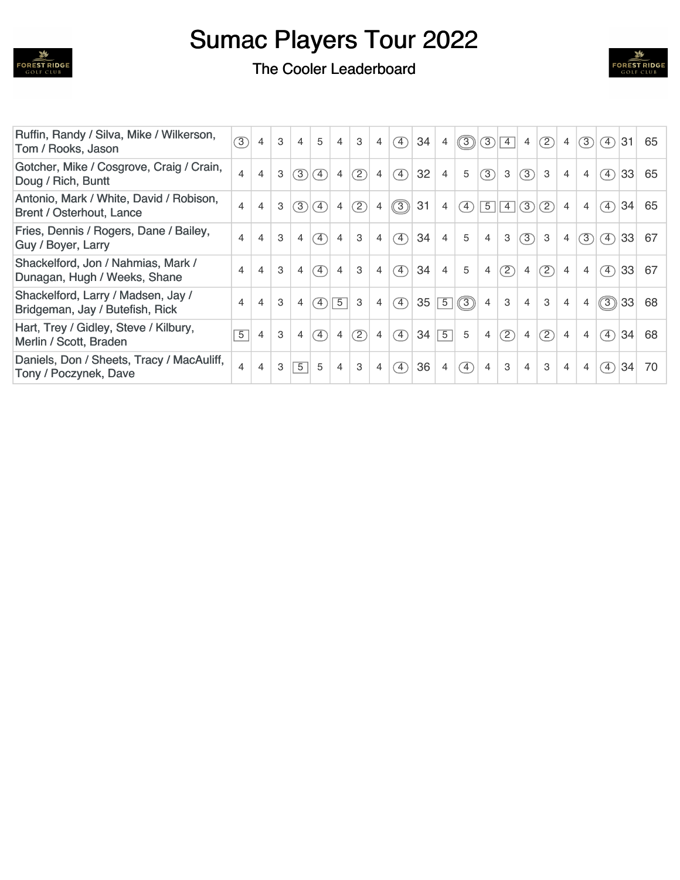# Sumac Players Tour 2022

## The Cooler Leaderboard

| | | | | | | | | | | | | | | | | | | | | | |
|---|---|---|---|---|---|---|---|---|---|---|---|---|---|---|---|---|---|---|---|---|---|
| Ruffin, Randy / Silva, Mike / Wilkerson, Tom / Rooks, Jason | 3 | 4 | 3 | 4 | 5 | 4 | 3 | 4 | 4 | 34 | 4 | 3 | 3 | 4 | 4 | 2 | 4 | 3 | 4 | 31 | 65 |
| Gotcher, Mike / Cosgrove, Craig / Crain, Doug / Rich, Buntt | 4 | 4 | 3 | 3 | 4 | 4 | 2 | 4 | 4 | 32 | 4 | 5 | 3 | 3 | 3 | 3 | 4 | 4 | 4 | 33 | 65 |
| Antonio, Mark / White, David / Robison, Brent / Osterhout, Lance | 4 | 4 | 3 | 3 | 4 | 4 | 2 | 4 | 3 | 31 | 4 | 4 | 5 | 4 | 3 | 2 | 4 | 4 | 4 | 34 | 65 |
| Fries, Dennis / Rogers, Dane / Bailey, Guy / Boyer, Larry | 4 | 4 | 3 | 4 | 4 | 4 | 3 | 4 | 4 | 34 | 4 | 5 | 4 | 3 | 3 | 3 | 4 | 3 | 4 | 33 | 67 |
| Shackelford, Jon / Nahmias, Mark / Dunagan, Hugh / Weeks, Shane | 4 | 4 | 3 | 4 | 4 | 4 | 3 | 4 | 4 | 34 | 4 | 5 | 4 | 2 | 4 | 2 | 4 | 4 | 4 | 33 | 67 |
| Shackelford, Larry / Madsen, Jay / Bridgeman, Jay / Butefish, Rick | 4 | 4 | 3 | 4 | 4 | 5 | 3 | 4 | 4 | 35 | 5 | 3 | 4 | 3 | 4 | 3 | 4 | 4 | 3 | 33 | 68 |
| Hart, Trey / Gidley, Steve / Kilbury, Merlin / Scott, Braden | 5 | 4 | 3 | 4 | 4 | 4 | 2 | 4 | 4 | 34 | 5 | 5 | 4 | 2 | 4 | 2 | 4 | 4 | 4 | 34 | 68 |
| Daniels, Don / Sheets, Tracy / MacAuliff, Tony / Poczynek, Dave | 4 | 4 | 3 | 5 | 5 | 4 | 3 | 4 | 4 | 36 | 4 | 4 | 4 | 3 | 4 | 3 | 4 | 4 | 4 | 34 | 70 |